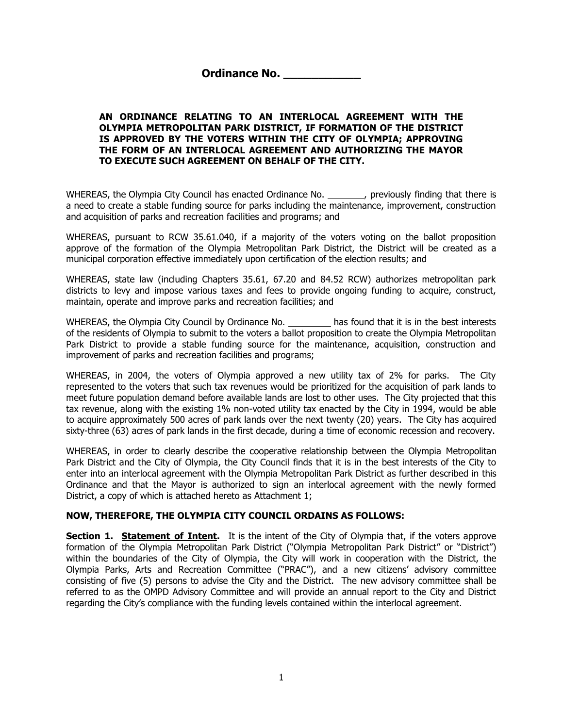# Ordinance No. ___________

**AN ORDINANCE RELATING TO AN INTERLOCAL AGREEMENT WITH THE OLYMPIA METROPOLITAN PARK DISTRICT, IF FORMATION OF THE DISTRICT IS APPROVED BY THE VOTERS WITHIN THE CITY OF OLYMPIA; APPROVING THE FORM OF AN INTERLOCAL AGREEMENT AND AUTHORIZING THE MAYOR TO EXECUTE SUCH AGREEMENT ON BEHALF OF THE CITY.**

WHEREAS, the Olympia City Council has enacted Ordinance No. _______, previously finding that there is a need to create a stable funding source for parks including the maintenance, improvement, construction and acquisition of parks and recreation facilities and programs; and

WHEREAS, pursuant to RCW 35.61.040, if a majority of the voters voting on the ballot proposition approve of the formation of the Olympia Metropolitan Park District, the District will be created as a municipal corporation effective immediately upon certification of the election results; and

WHEREAS, state law (including Chapters 35.61, 67.20 and 84.52 RCW) authorizes metropolitan park districts to levy and impose various taxes and fees to provide ongoing funding to acquire, construct, maintain, operate and improve parks and recreation facilities; and

WHEREAS, the Olympia City Council by Ordinance No. _________ has found that it is in the best interests of the residents of Olympia to submit to the voters a ballot proposition to create the Olympia Metropolitan Park District to provide a stable funding source for the maintenance, acquisition, construction and improvement of parks and recreation facilities and programs;

WHEREAS, in 2004, the voters of Olympia approved a new utility tax of 2% for parks. The City represented to the voters that such tax revenues would be prioritized for the acquisition of park lands to meet future population demand before available lands are lost to other uses. The City projected that this tax revenue, along with the existing 1% non-voted utility tax enacted by the City in 1994, would be able to acquire approximately 500 acres of park lands over the next twenty (20) years. The City has acquired sixty-three (63) acres of park lands in the first decade, during a time of economic recession and recovery.

WHEREAS, in order to clearly describe the cooperative relationship between the Olympia Metropolitan Park District and the City of Olympia, the City Council finds that it is in the best interests of the City to enter into an interlocal agreement with the Olympia Metropolitan Park District as further described in this Ordinance and that the Mayor is authorized to sign an interlocal agreement with the newly formed District, a copy of which is attached hereto as Attachment 1;

**NOW, THEREFORE, THE OLYMPIA CITY COUNCIL ORDAINS AS FOLLOWS:**

**Section 1. Statement of Intent.** It is the intent of the City of Olympia that, if the voters approve formation of the Olympia Metropolitan Park District ("Olympia Metropolitan Park District" or "District") within the boundaries of the City of Olympia, the City will work in cooperation with the District, the Olympia Parks, Arts and Recreation Committee ("PRAC"), and a new citizens' advisory committee consisting of five (5) persons to advise the City and the District. The new advisory committee shall be referred to as the OMPD Advisory Committee and will provide an annual report to the City and District regarding the City's compliance with the funding levels contained within the interlocal agreement.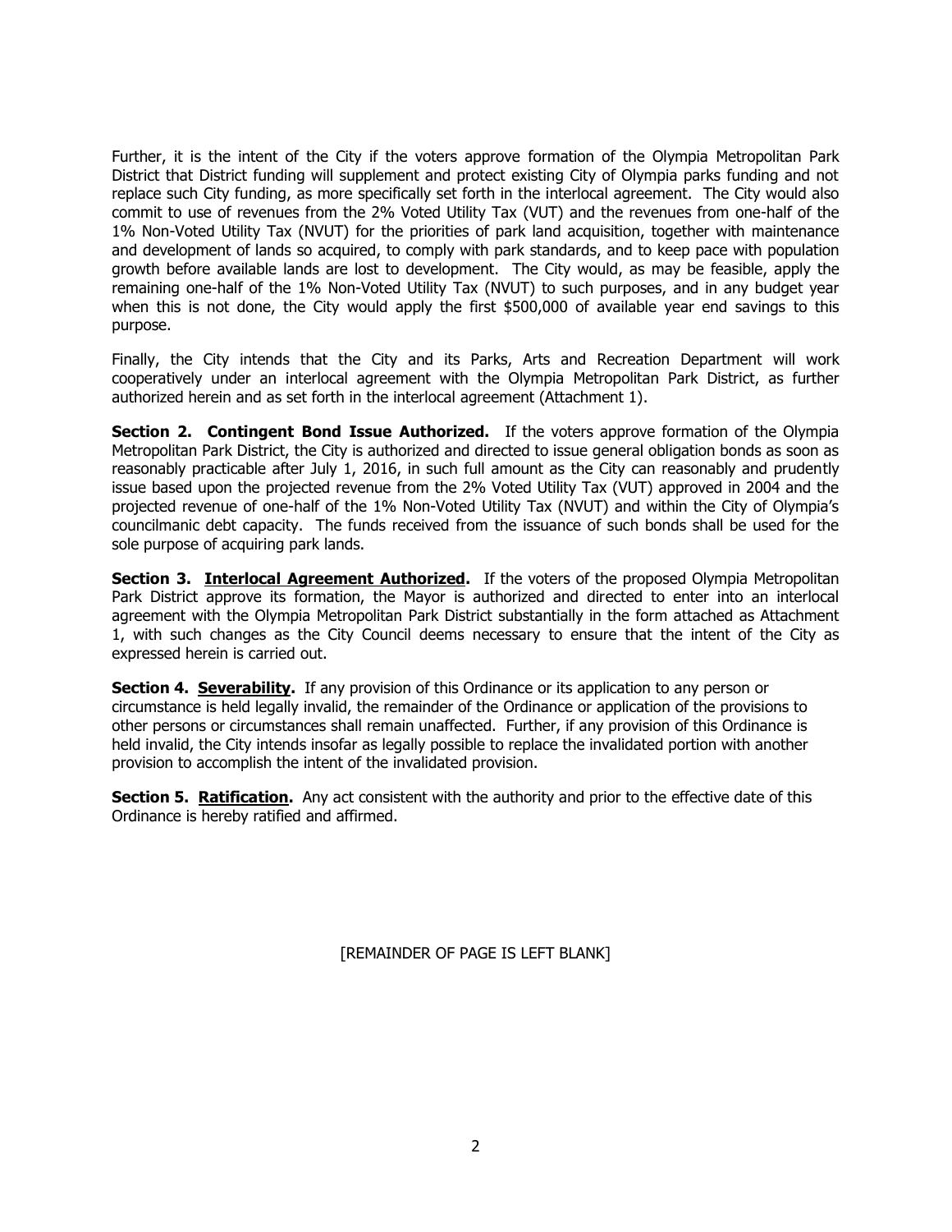Further, it is the intent of the City if the voters approve formation of the Olympia Metropolitan Park District that District funding will supplement and protect existing City of Olympia parks funding and not replace such City funding, as more specifically set forth in the interlocal agreement. The City would also commit to use of revenues from the 2% Voted Utility Tax (VUT) and the revenues from one-half of the 1% Non-Voted Utility Tax (NVUT) for the priorities of park land acquisition, together with maintenance and development of lands so acquired, to comply with park standards, and to keep pace with population growth before available lands are lost to development. The City would, as may be feasible, apply the remaining one-half of the 1% Non-Voted Utility Tax (NVUT) to such purposes, and in any budget year when this is not done, the City would apply the first $500,000 of available year end savings to this purpose.

Finally, the City intends that the City and its Parks, Arts and Recreation Department will work cooperatively under an interlocal agreement with the Olympia Metropolitan Park District, as further authorized herein and as set forth in the interlocal agreement (Attachment 1).

**Section 2. Contingent Bond Issue Authorized.** If the voters approve formation of the Olympia Metropolitan Park District, the City is authorized and directed to issue general obligation bonds as soon as reasonably practicable after July 1, 2016, in such full amount as the City can reasonably and prudently issue based upon the projected revenue from the 2% Voted Utility Tax (VUT) approved in 2004 and the projected revenue of one-half of the 1% Non-Voted Utility Tax (NVUT) and within the City of Olympia's councilmanic debt capacity. The funds received from the issuance of such bonds shall be used for the sole purpose of acquiring park lands.

**Section 3. Interlocal Agreement Authorized.** If the voters of the proposed Olympia Metropolitan Park District approve its formation, the Mayor is authorized and directed to enter into an interlocal agreement with the Olympia Metropolitan Park District substantially in the form attached as Attachment 1, with such changes as the City Council deems necessary to ensure that the intent of the City as expressed herein is carried out.

**Section 4. Severability.** If any provision of this Ordinance or its application to any person or circumstance is held legally invalid, the remainder of the Ordinance or application of the provisions to other persons or circumstances shall remain unaffected. Further, if any provision of this Ordinance is held invalid, the City intends insofar as legally possible to replace the invalidated portion with another provision to accomplish the intent of the invalidated provision.

**Section 5. Ratification.** Any act consistent with the authority and prior to the effective date of this Ordinance is hereby ratified and affirmed.

[REMAINDER OF PAGE IS LEFT BLANK]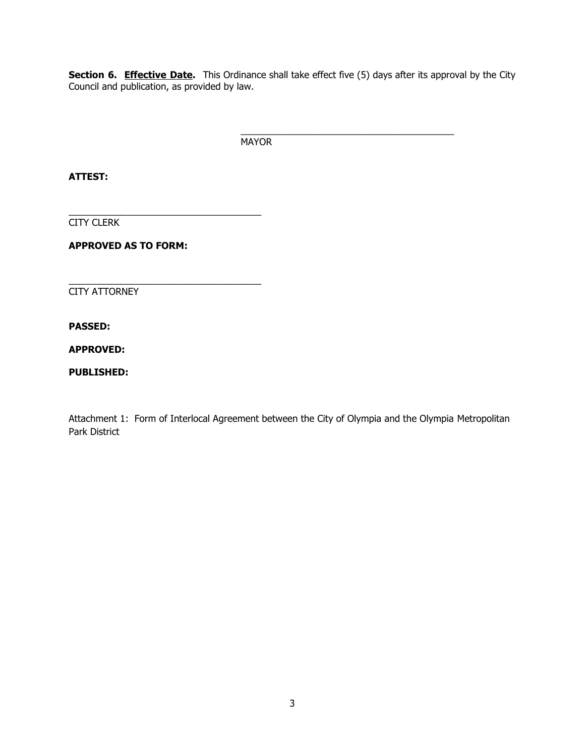**Section 6. <u>Effective Date</u>.** This Ordinance shall take effect five (5) days after its approval by the City Council and publication, as provided by law.

\_\_\_\_\_\_\_\_\_\_\_\_\_\_\_\_\_\_\_\_\_\_\_\_\_\_\_\_\_\_\_\_\_\_\_\_\_\_\_\_\_\_\_\_

MAYOR

**ATTEST:**

\_\_\_\_\_\_\_\_\_\_\_\_\_\_\_\_\_\_\_\_\_\_\_\_\_\_\_\_\_\_\_\_\_\_\_\_\_\_\_\_

CITY CLERK

**APPROVED AS TO FORM:**

\_\_\_\_\_\_\_\_\_\_\_\_\_\_\_\_\_\_\_\_\_\_\_\_\_\_\_\_\_\_\_\_\_\_\_\_\_\_\_\_

CITY ATTORNEY

**PASSED:**

**APPROVED:**

**PUBLISHED:**

Attachment 1: Form of Interlocal Agreement between the City of Olympia and the Olympia Metropolitan Park District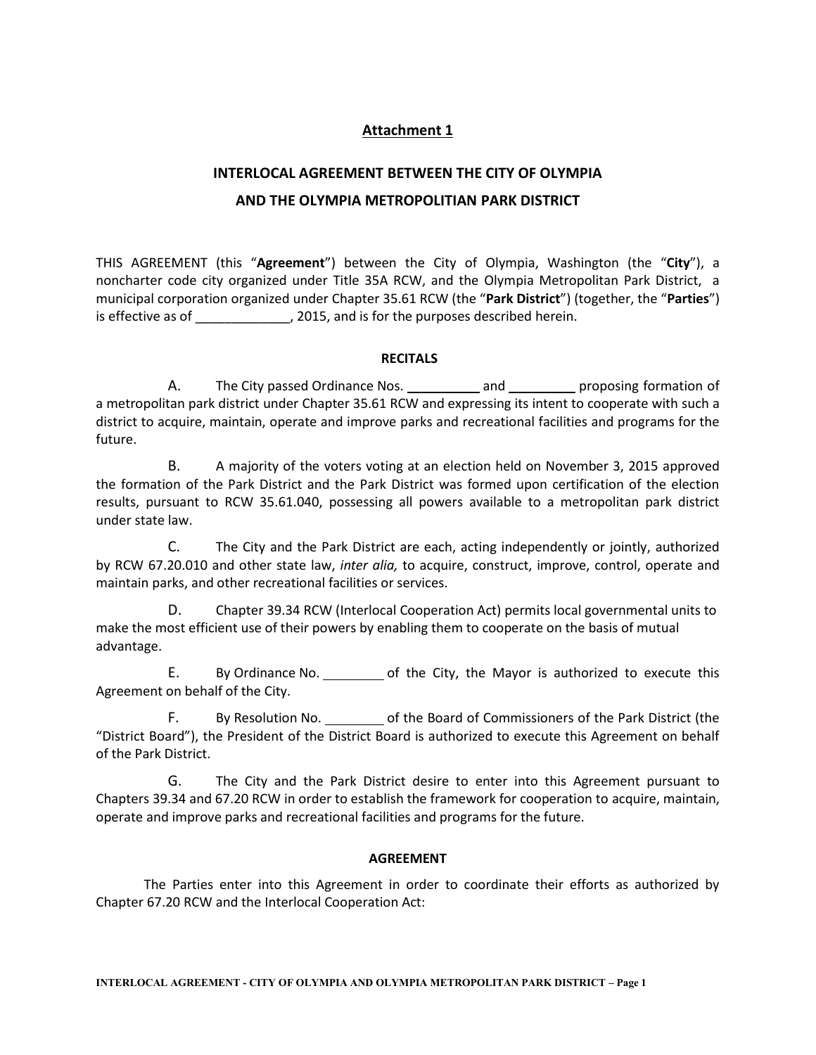## Attachment 1

## INTERLOCAL AGREEMENT BETWEEN THE CITY OF OLYMPIA AND THE OLYMPIA METROPOLITAN PARK DISTRICT

THIS AGREEMENT (this "**Agreement**") between the City of Olympia, Washington (the "**City**"), a noncharter code city organized under Title 35A RCW, and the Olympia Metropolitan Park District, a municipal corporation organized under Chapter 35.61 RCW (the "**Park District**") (together, the "**Parties**") is effective as of _____________, 2015, and is for the purposes described herein.

### RECITALS

A. The City passed Ordinance Nos. __________ and _________ proposing formation of a metropolitan park district under Chapter 35.61 RCW and expressing its intent to cooperate with such a district to acquire, maintain, operate and improve parks and recreational facilities and programs for the future.

B. A majority of the voters voting at an election held on November 3, 2015 approved the formation of the Park District and the Park District was formed upon certification of the election results, pursuant to RCW 35.61.040, possessing all powers available to a metropolitan park district under state law.

C. The City and the Park District are each, acting independently or jointly, authorized by RCW 67.20.010 and other state law, *inter alia,* to acquire, construct, improve, control, operate and maintain parks, and other recreational facilities or services.

D. Chapter 39.34 RCW (Interlocal Cooperation Act) permits local governmental units to make the most efficient use of their powers by enabling them to cooperate on the basis of mutual advantage.

E. By Ordinance No. ________ of the City, the Mayor is authorized to execute this Agreement on behalf of the City.

F. By Resolution No. ________ of the Board of Commissioners of the Park District (the "District Board"), the President of the District Board is authorized to execute this Agreement on behalf of the Park District.

G. The City and the Park District desire to enter into this Agreement pursuant to Chapters 39.34 and 67.20 RCW in order to establish the framework for cooperation to acquire, maintain, operate and improve parks and recreational facilities and programs for the future.

### AGREEMENT

The Parties enter into this Agreement in order to coordinate their efforts as authorized by Chapter 67.20 RCW and the Interlocal Cooperation Act: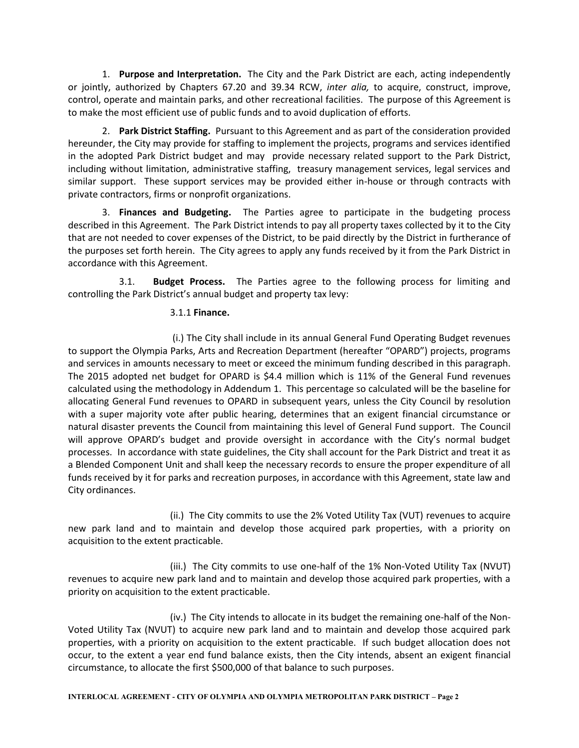1. **Purpose and Interpretation.** The City and the Park District are each, acting independently or jointly, authorized by Chapters 67.20 and 39.34 RCW, *inter alia,* to acquire, construct, improve, control, operate and maintain parks, and other recreational facilities. The purpose of this Agreement is to make the most efficient use of public funds and to avoid duplication of efforts.

2. **Park District Staffing.** Pursuant to this Agreement and as part of the consideration provided hereunder, the City may provide for staffing to implement the projects, programs and services identified in the adopted Park District budget and may provide necessary related support to the Park District, including without limitation, administrative staffing, treasury management services, legal services and similar support. These support services may be provided either in-house or through contracts with private contractors, firms or nonprofit organizations.

3. **Finances and Budgeting.** The Parties agree to participate in the budgeting process described in this Agreement. The Park District intends to pay all property taxes collected by it to the City that are not needed to cover expenses of the District, to be paid directly by the District in furtherance of the purposes set forth herein. The City agrees to apply any funds received by it from the Park District in accordance with this Agreement.

3.1. **Budget Process.** The Parties agree to the following process for limiting and controlling the Park District's annual budget and property tax levy:

3.1.1 **Finance.**

(i.) The City shall include in its annual General Fund Operating Budget revenues to support the Olympia Parks, Arts and Recreation Department (hereafter "OPARD") projects, programs and services in amounts necessary to meet or exceed the minimum funding described in this paragraph. The 2015 adopted net budget for OPARD is $4.4 million which is 11% of the General Fund revenues calculated using the methodology in Addendum 1. This percentage so calculated will be the baseline for allocating General Fund revenues to OPARD in subsequent years, unless the City Council by resolution with a super majority vote after public hearing, determines that an exigent financial circumstance or natural disaster prevents the Council from maintaining this level of General Fund support. The Council will approve OPARD's budget and provide oversight in accordance with the City's normal budget processes. In accordance with state guidelines, the City shall account for the Park District and treat it as a Blended Component Unit and shall keep the necessary records to ensure the proper expenditure of all funds received by it for parks and recreation purposes, in accordance with this Agreement, state law and City ordinances.

(ii.) The City commits to use the 2% Voted Utility Tax (VUT) revenues to acquire new park land and to maintain and develop those acquired park properties, with a priority on acquisition to the extent practicable.

(iii.) The City commits to use one-half of the 1% Non-Voted Utility Tax (NVUT) revenues to acquire new park land and to maintain and develop those acquired park properties, with a priority on acquisition to the extent practicable.

(iv.) The City intends to allocate in its budget the remaining one-half of the Non-Voted Utility Tax (NVUT) to acquire new park land and to maintain and develop those acquired park properties, with a priority on acquisition to the extent practicable. If such budget allocation does not occur, to the extent a year end fund balance exists, then the City intends, absent an exigent financial circumstance, to allocate the first $500,000 of that balance to such purposes.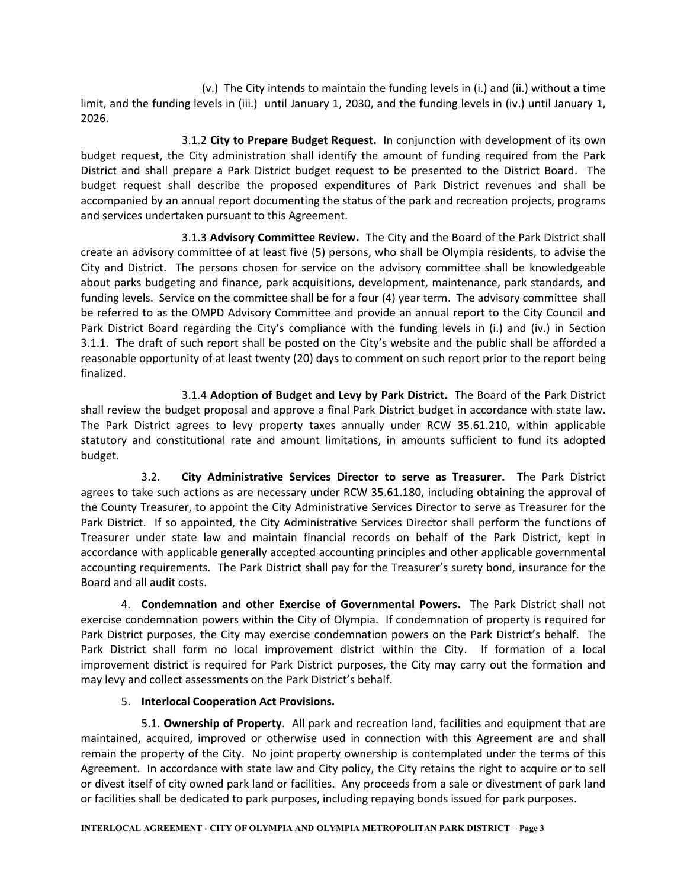(v.) The City intends to maintain the funding levels in (i.) and (ii.) without a time limit, and the funding levels in (iii.) until January 1, 2030, and the funding levels in (iv.) until January 1, 2026.

3.1.2 **City to Prepare Budget Request.** In conjunction with development of its own budget request, the City administration shall identify the amount of funding required from the Park District and shall prepare a Park District budget request to be presented to the District Board. The budget request shall describe the proposed expenditures of Park District revenues and shall be accompanied by an annual report documenting the status of the park and recreation projects, programs and services undertaken pursuant to this Agreement.

3.1.3 **Advisory Committee Review.** The City and the Board of the Park District shall create an advisory committee of at least five (5) persons, who shall be Olympia residents, to advise the City and District. The persons chosen for service on the advisory committee shall be knowledgeable about parks budgeting and finance, park acquisitions, development, maintenance, park standards, and funding levels. Service on the committee shall be for a four (4) year term. The advisory committee shall be referred to as the OMPD Advisory Committee and provide an annual report to the City Council and Park District Board regarding the City's compliance with the funding levels in (i.) and (iv.) in Section 3.1.1. The draft of such report shall be posted on the City's website and the public shall be afforded a reasonable opportunity of at least twenty (20) days to comment on such report prior to the report being finalized.

3.1.4 **Adoption of Budget and Levy by Park District.** The Board of the Park District shall review the budget proposal and approve a final Park District budget in accordance with state law. The Park District agrees to levy property taxes annually under RCW 35.61.210, within applicable statutory and constitutional rate and amount limitations, in amounts sufficient to fund its adopted budget.

3.2. **City Administrative Services Director to serve as Treasurer.** The Park District agrees to take such actions as are necessary under RCW 35.61.180, including obtaining the approval of the County Treasurer, to appoint the City Administrative Services Director to serve as Treasurer for the Park District. If so appointed, the City Administrative Services Director shall perform the functions of Treasurer under state law and maintain financial records on behalf of the Park District, kept in accordance with applicable generally accepted accounting principles and other applicable governmental accounting requirements. The Park District shall pay for the Treasurer's surety bond, insurance for the Board and all audit costs.

4. **Condemnation and other Exercise of Governmental Powers.** The Park District shall not exercise condemnation powers within the City of Olympia. If condemnation of property is required for Park District purposes, the City may exercise condemnation powers on the Park District's behalf. The Park District shall form no local improvement district within the City. If formation of a local improvement district is required for Park District purposes, the City may carry out the formation and may levy and collect assessments on the Park District's behalf.

5. **Interlocal Cooperation Act Provisions.**

5.1. **Ownership of Property**. All park and recreation land, facilities and equipment that are maintained, acquired, improved or otherwise used in connection with this Agreement are and shall remain the property of the City. No joint property ownership is contemplated under the terms of this Agreement. In accordance with state law and City policy, the City retains the right to acquire or to sell or divest itself of city owned park land or facilities. Any proceeds from a sale or divestment of park land or facilities shall be dedicated to park purposes, including repaying bonds issued for park purposes.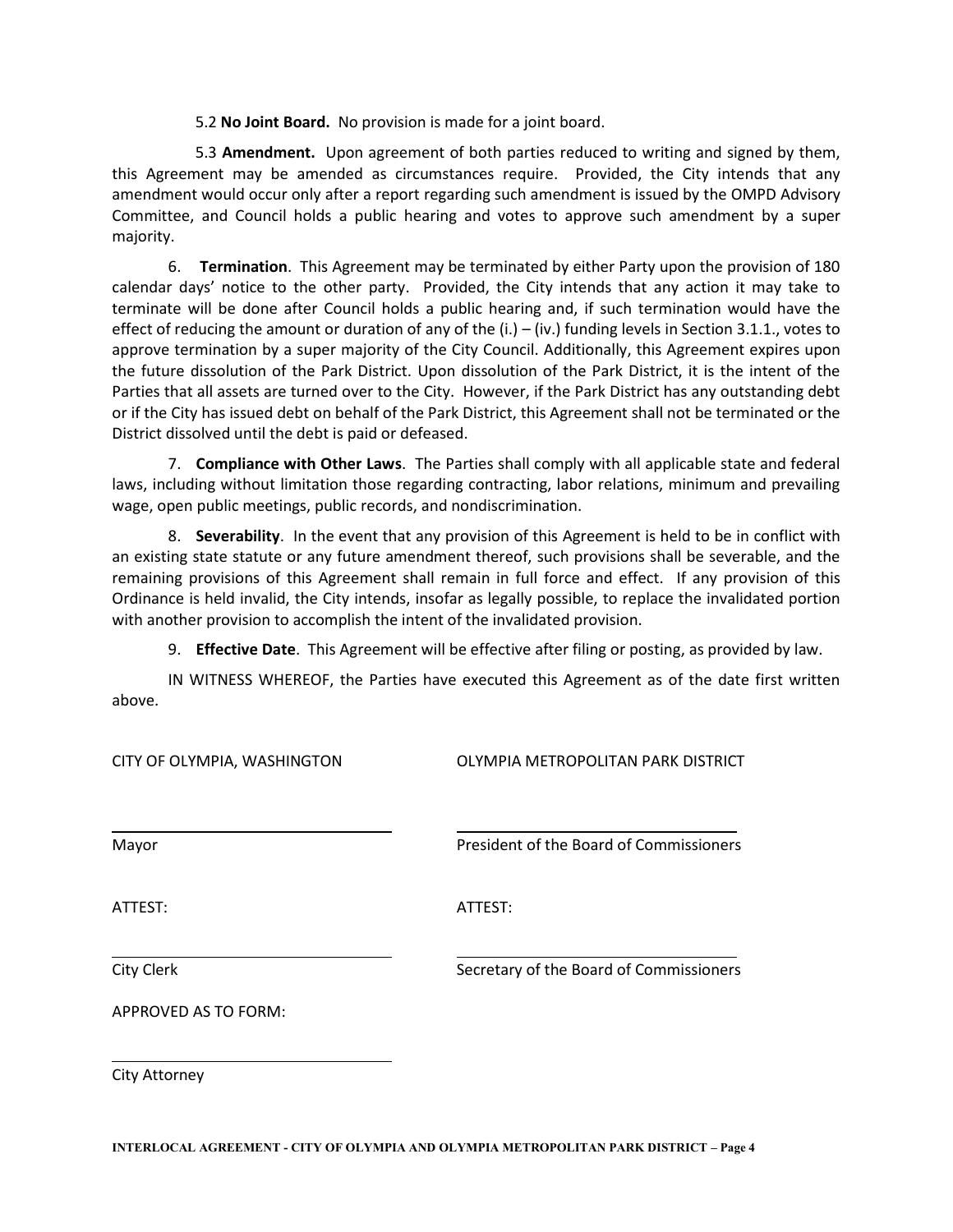5.2 **No Joint Board.** No provision is made for a joint board.

5.3 **Amendment.** Upon agreement of both parties reduced to writing and signed by them, this Agreement may be amended as circumstances require. Provided, the City intends that any amendment would occur only after a report regarding such amendment is issued by the OMPD Advisory Committee, and Council holds a public hearing and votes to approve such amendment by a super majority.

6. **Termination**. This Agreement may be terminated by either Party upon the provision of 180 calendar days' notice to the other party. Provided, the City intends that any action it may take to terminate will be done after Council holds a public hearing and, if such termination would have the effect of reducing the amount or duration of any of the (i.) – (iv.) funding levels in Section 3.1.1., votes to approve termination by a super majority of the City Council. Additionally, this Agreement expires upon the future dissolution of the Park District. Upon dissolution of the Park District, it is the intent of the Parties that all assets are turned over to the City. However, if the Park District has any outstanding debt or if the City has issued debt on behalf of the Park District, this Agreement shall not be terminated or the District dissolved until the debt is paid or defeased.

7. **Compliance with Other Laws**. The Parties shall comply with all applicable state and federal laws, including without limitation those regarding contracting, labor relations, minimum and prevailing wage, open public meetings, public records, and nondiscrimination.

8. **Severability**. In the event that any provision of this Agreement is held to be in conflict with an existing state statute or any future amendment thereof, such provisions shall be severable, and the remaining provisions of this Agreement shall remain in full force and effect. If any provision of this Ordinance is held invalid, the City intends, insofar as legally possible, to replace the invalidated portion with another provision to accomplish the intent of the invalidated provision.

9. **Effective Date**. This Agreement will be effective after filing or posting, as provided by law.

IN WITNESS WHEREOF, the Parties have executed this Agreement as of the date first written above.

CITY OF OLYMPIA, WASHINGTON

_______________________________
Mayor

ATTEST:

_______________________________
City Clerk

APPROVED AS TO FORM:

_______________________________
City Attorney

OLYMPIA METROPOLITAN PARK DISTRICT

_______________________________
President of the Board of Commissioners

ATTEST:

_______________________________
Secretary of the Board of Commissioners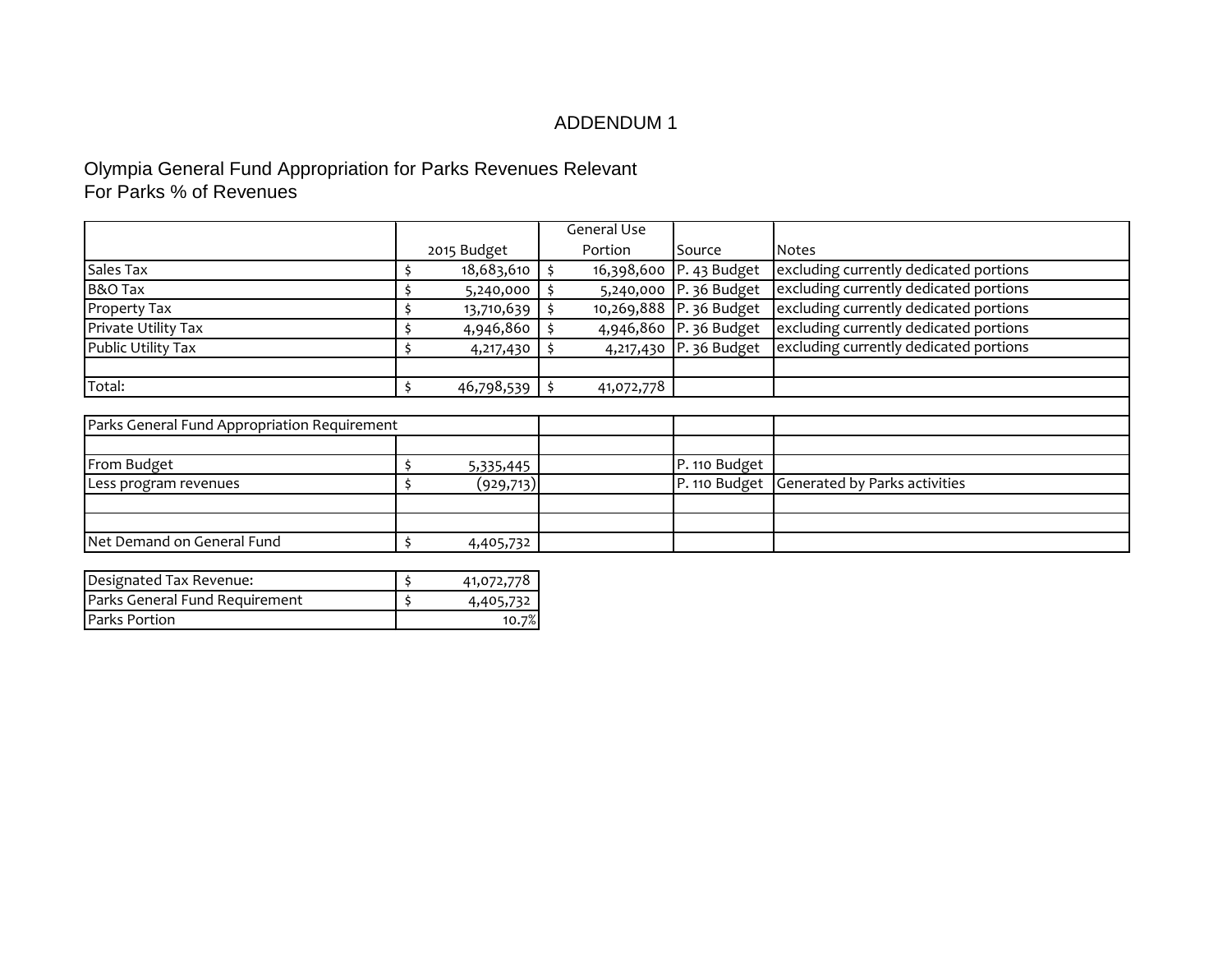# ADDENDUM 1

Olympia General Fund Appropriation for Parks Revenues Relevant
For Parks % of Revenues

| | 2015 Budget | General Use Portion | Source | Notes |
|---|---|---|---|---|
| Sales Tax | $ 18,683,610 | $ 16,398,600 | P. 43 Budget | excluding currently dedicated portions |
| B&O Tax | $ 5,240,000 | $ 5,240,000 | P. 36 Budget | excluding currently dedicated portions |
| Property Tax | $ 13,710,639 | $ 10,269,888 | P. 36 Budget | excluding currently dedicated portions |
| Private Utility Tax | $ 4,946,860 | $ 4,946,860 | P. 36 Budget | excluding currently dedicated portions |
| Public Utility Tax | $ 4,217,430 | $ 4,217,430 | P. 36 Budget | excluding currently dedicated portions |
| | | | | |
| Total: | $ 46,798,539 | $ 41,072,778 | | |
| | | | | |
| Parks General Fund Appropriation Requirement | | | | |
| | | | | |
| From Budget | $ 5,335,445 | | P. 110 Budget | |
| Less program revenues | $ (929,713) | | P. 110 Budget | Generated by Parks activities |
| | | | | |
| | | | | |
| Net Demand on General Fund | $ 4,405,732 | | | |

| | |
|---|---|
| Designated Tax Revenue: | $ 41,072,778 |
| Parks General Fund Requirement | $ 4,405,732 |
| Parks Portion | 10.7% |